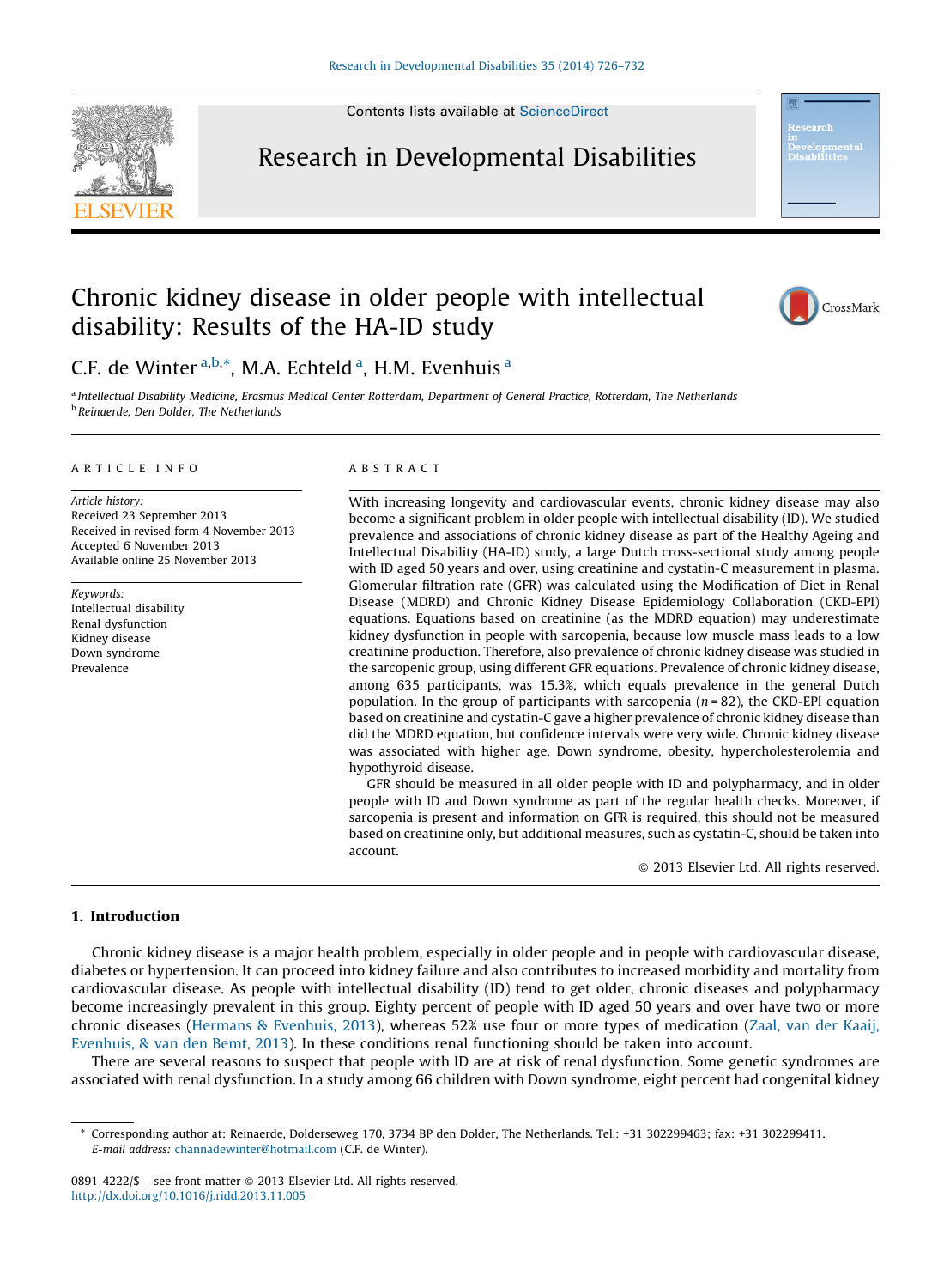# Chronic kidney disease in older people with intellectual disability: Results of the HA-ID study

C.F. de Winter [a,b,*], M.A. Echteld [a], H.M. Evenhuis [a]

[a] Intellectual Disability Medicine, Erasmus Medical Center Rotterdam, Department of General Practice, Rotterdam, The Netherlands
[b] Reinaerde, Den Dolder, The Netherlands

## ARTICLE INFO

*Article history:*
Received 23 September 2013
Received in revised form 4 November 2013
Accepted 6 November 2013
Available online 25 November 2013

*Keywords:*
Intellectual disability
Renal dysfunction
Kidney disease
Down syndrome
Prevalence

## ABSTRACT

With increasing longevity and cardiovascular events, chronic kidney disease may also become a significant problem in older people with intellectual disability (ID). We studied prevalence and associations of chronic kidney disease as part of the Healthy Ageing and Intellectual Disability (HA-ID) study, a large Dutch cross-sectional study among people with ID aged 50 years and over, using creatinine and cystatin-C measurement in plasma. Glomerular filtration rate (GFR) was calculated using the Modification of Diet in Renal Disease (MDRD) and Chronic Kidney Disease Epidemiology Collaboration (CKD-EPI) equations. Equations based on creatinine (as the MDRD equation) may underestimate kidney dysfunction in people with sarcopenia, because low muscle mass leads to a low creatinine production. Therefore, also prevalence of chronic kidney disease was studied in the sarcopenic group, using different GFR equations. Prevalence of chronic kidney disease, among 635 participants, was 15.3%, which equals prevalence in the general Dutch population. In the group of participants with sarcopenia ($n = 82$), the CKD-EPI equation based on creatinine and cystatin-C gave a higher prevalence of chronic kidney disease than did the MDRD equation, but confidence intervals were very wide. Chronic kidney disease was associated with higher age, Down syndrome, obesity, hypercholesterolemia and hypothyroid disease.

GFR should be measured in all older people with ID and polypharmacy, and in older people with ID and Down syndrome as part of the regular health checks. Moreover, if sarcopenia is present and information on GFR is required, this should not be measured based on creatinine only, but additional measures, such as cystatin-C, should be taken into account.

© 2013 Elsevier Ltd. All rights reserved.

## 1. Introduction

Chronic kidney disease is a major health problem, especially in older people and in people with cardiovascular disease, diabetes or hypertension. It can proceed into kidney failure and also contributes to increased morbidity and mortality from cardiovascular disease. As people with intellectual disability (ID) tend to get older, chronic diseases and polypharmacy become increasingly prevalent in this group. Eighty percent of people with ID aged 50 years and over have two or more chronic diseases (Hermans & Evenhuis, 2013), whereas 52% use four or more types of medication (Zaal, van der Kaaij, Evenhuis, & van den Bemt, 2013). In these conditions renal functioning should be taken into account.

There are several reasons to suspect that people with ID are at risk of renal dysfunction. Some genetic syndromes are associated with renal dysfunction. In a study among 66 children with Down syndrome, eight percent had congenital kidney

* Corresponding author at: Reinaerde, Dolderseweg 170, 3734 BP den Dolder, The Netherlands. Tel.: +31 302299463; fax: +31 302299411.
*E-mail address:* channadewinter@hotmail.com (C.F. de Winter).

0891-4222/$ – see front matter © 2013 Elsevier Ltd. All rights reserved.
http://dx.doi.org/10.1016/j.ridd.2013.11.005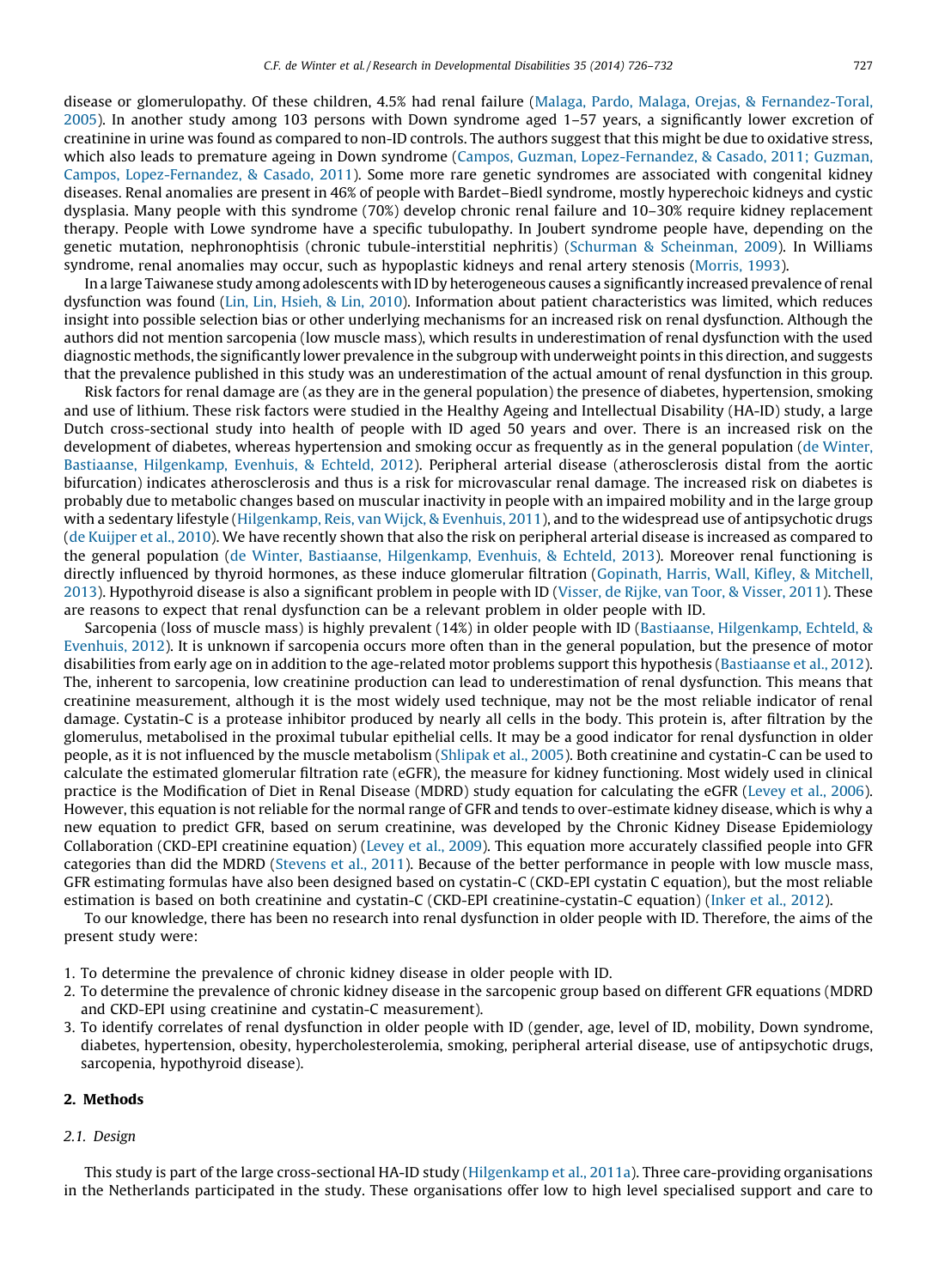disease or glomerulopathy. Of these children, 4.5% had renal failure (Malaga, Pardo, Malaga, Orejas, & Fernandez-Toral, 2005). In another study among 103 persons with Down syndrome aged 1–57 years, a significantly lower excretion of creatinine in urine was found as compared to non-ID controls. The authors suggest that this might be due to oxidative stress, which also leads to premature ageing in Down syndrome (Campos, Guzman, Lopez-Fernandez, & Casado, 2011; Guzman, Campos, Lopez-Fernandez, & Casado, 2011). Some more rare genetic syndromes are associated with congenital kidney diseases. Renal anomalies are present in 46% of people with Bardet–Biedl syndrome, mostly hyperechoic kidneys and cystic dysplasia. Many people with this syndrome (70%) develop chronic renal failure and 10–30% require kidney replacement therapy. People with Lowe syndrome have a specific tubulopathy. In Joubert syndrome people have, depending on the genetic mutation, nephronophtisis (chronic tubule-interstitial nephritis) (Schurman & Scheinman, 2009). In Williams syndrome, renal anomalies may occur, such as hypoplastic kidneys and renal artery stenosis (Morris, 1993).

In a large Taiwanese study among adolescents with ID by heterogeneous causes a significantly increased prevalence of renal dysfunction was found (Lin, Lin, Hsieh, & Lin, 2010). Information about patient characteristics was limited, which reduces insight into possible selection bias or other underlying mechanisms for an increased risk on renal dysfunction. Although the authors did not mention sarcopenia (low muscle mass), which results in underestimation of renal dysfunction with the used diagnostic methods, the significantly lower prevalence in the subgroup with underweight points in this direction, and suggests that the prevalence published in this study was an underestimation of the actual amount of renal dysfunction in this group.

Risk factors for renal damage are (as they are in the general population) the presence of diabetes, hypertension, smoking and use of lithium. These risk factors were studied in the Healthy Ageing and Intellectual Disability (HA-ID) study, a large Dutch cross-sectional study into health of people with ID aged 50 years and over. There is an increased risk on the development of diabetes, whereas hypertension and smoking occur as frequently as in the general population (de Winter, Bastiaanse, Hilgenkamp, Evenhuis, & Echteld, 2012). Peripheral arterial disease (atherosclerosis distal from the aortic bifurcation) indicates atherosclerosis and thus is a risk for microvascular renal damage. The increased risk on diabetes is probably due to metabolic changes based on muscular inactivity in people with an impaired mobility and in the large group with a sedentary lifestyle (Hilgenkamp, Reis, van Wijck, & Evenhuis, 2011), and to the widespread use of antipsychotic drugs (de Kuijper et al., 2010). We have recently shown that also the risk on peripheral arterial disease is increased as compared to the general population (de Winter, Bastiaanse, Hilgenkamp, Evenhuis, & Echteld, 2013). Moreover renal functioning is directly influenced by thyroid hormones, as these induce glomerular filtration (Gopinath, Harris, Wall, Kifley, & Mitchell, 2013). Hypothyroid disease is also a significant problem in people with ID (Visser, de Rijke, van Toor, & Visser, 2011). These are reasons to expect that renal dysfunction can be a relevant problem in older people with ID.

Sarcopenia (loss of muscle mass) is highly prevalent (14%) in older people with ID (Bastiaanse, Hilgenkamp, Echteld, & Evenhuis, 2012). It is unknown if sarcopenia occurs more often than in the general population, but the presence of motor disabilities from early age on in addition to the age-related motor problems support this hypothesis (Bastiaanse et al., 2012). The, inherent to sarcopenia, low creatinine production can lead to underestimation of renal dysfunction. This means that creatinine measurement, although it is the most widely used technique, may not be the most reliable indicator of renal damage. Cystatin-C is a protease inhibitor produced by nearly all cells in the body. This protein is, after filtration by the glomerulus, metabolised in the proximal tubular epithelial cells. It may be a good indicator for renal dysfunction in older people, as it is not influenced by the muscle metabolism (Shlipak et al., 2005). Both creatinine and cystatin-C can be used to calculate the estimated glomerular filtration rate (eGFR), the measure for kidney functioning. Most widely used in clinical practice is the Modification of Diet in Renal Disease (MDRD) study equation for calculating the eGFR (Levey et al., 2006). However, this equation is not reliable for the normal range of GFR and tends to over-estimate kidney disease, which is why a new equation to predict GFR, based on serum creatinine, was developed by the Chronic Kidney Disease Epidemiology Collaboration (CKD-EPI creatinine equation) (Levey et al., 2009). This equation more accurately classified people into GFR categories than did the MDRD (Stevens et al., 2011). Because of the better performance in people with low muscle mass, GFR estimating formulas have also been designed based on cystatin-C (CKD-EPI cystatin C equation), but the most reliable estimation is based on both creatinine and cystatin-C (CKD-EPI creatinine-cystatin-C equation) (Inker et al., 2012).

To our knowledge, there has been no research into renal dysfunction in older people with ID. Therefore, the aims of the present study were:

1. To determine the prevalence of chronic kidney disease in older people with ID.
2. To determine the prevalence of chronic kidney disease in the sarcopenic group based on different GFR equations (MDRD and CKD-EPI using creatinine and cystatin-C measurement).
3. To identify correlates of renal dysfunction in older people with ID (gender, age, level of ID, mobility, Down syndrome, diabetes, hypertension, obesity, hypercholesterolemia, smoking, peripheral arterial disease, use of antipsychotic drugs, sarcopenia, hypothyroid disease).

## 2. Methods

### 2.1. Design

This study is part of the large cross-sectional HA-ID study (Hilgenkamp et al., 2011a). Three care-providing organisations in the Netherlands participated in the study. These organisations offer low to high level specialised support and care to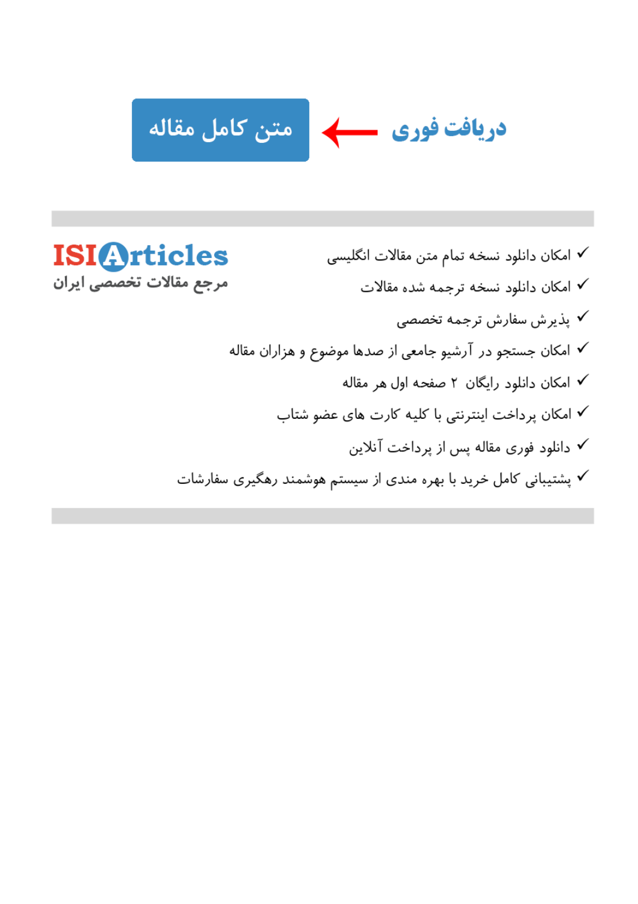دریافت فوری ← **متن کامل مقاله**

**ISIArticles**
مرجع مقالات تخصصی ایران

- ✓ امکان دانلود نسخه تمام متن مقالات انگلیسی
- ✓ امکان دانلود نسخه ترجمه شده مقالات
- ✓ پذیرش سفارش ترجمه تخصصی
- ✓ امکان جستجو در آرشیو جامعی از صدها موضوع و هزاران مقاله
- ✓ امکان دانلود رایگان ۲ صفحه اول هر مقاله
- ✓ امکان پرداخت اینترنتی با کلیه کارت های عضو شتاب
- ✓ دانلود فوری مقاله پس از پرداخت آنلاین
- ✓ پشتیبانی کامل خرید با بهره مندی از سیستم هوشمند رهگیری سفارشات